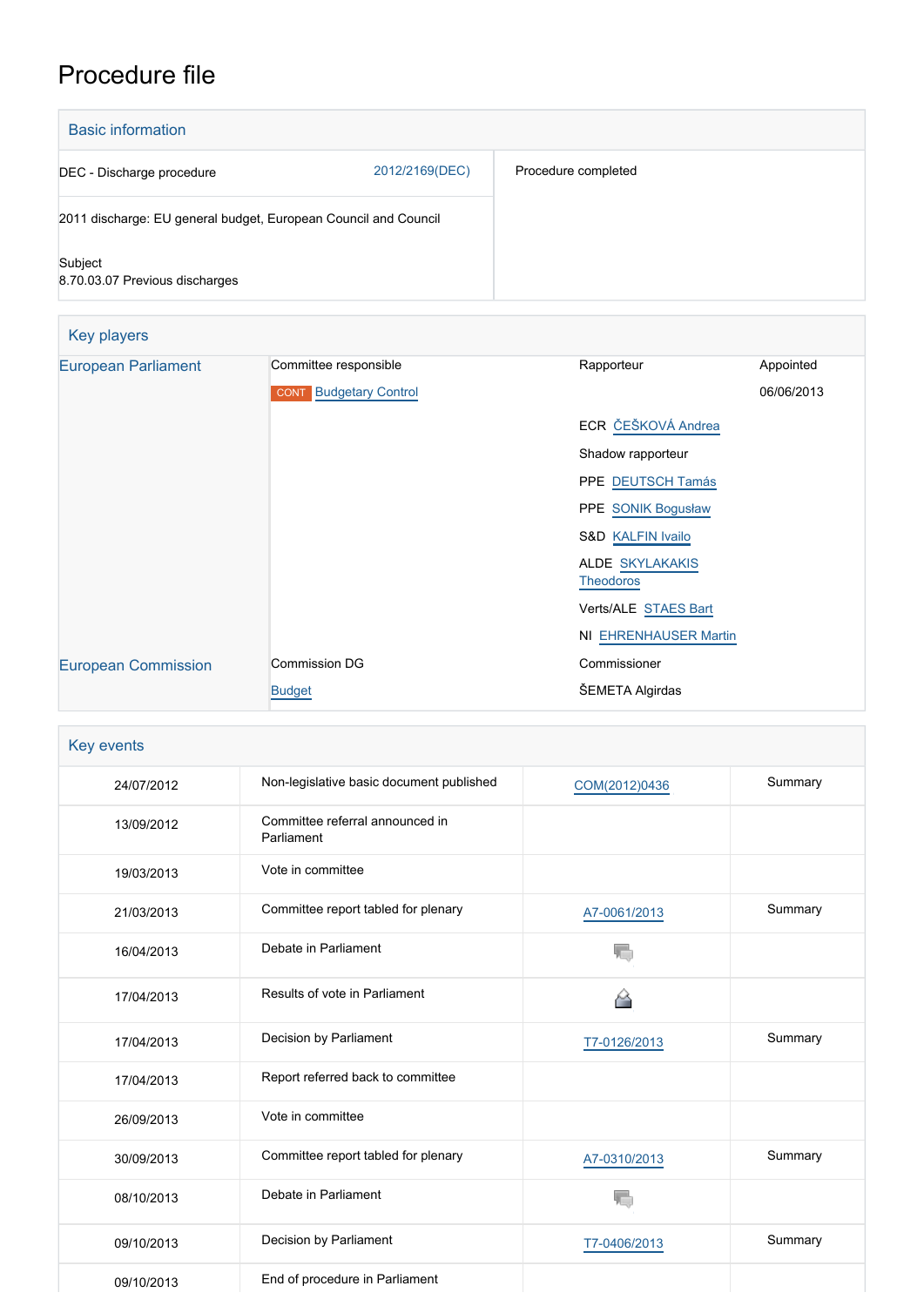# Procedure file

## Basic information

| | |
|---|---|
| DEC - Discharge procedure 2012/2169(DEC) | Procedure completed |
| 2011 discharge: EU general budget, European Council and Council | |
| Subject<br>8.70.03.07 Previous discharges | |

## Key players

| | | | |
|---|---|---|---|
| European Parliament | Committee responsible | Rapporteur | Appointed |
| | CONT Budgetary Control | | 06/06/2013 |
| | | ECR ČEŠKOVÁ Andrea | |
| | | Shadow rapporteur | |
| | | PPE DEUTSCH Tamás | |
| | | PPE SONIK Bogusław | |
| | | S&D KALFIN Ivailo | |
| | | ALDE SKYLAKAKIS Theodoros | |
| | | Verts/ALE STAES Bart | |
| | | NI EHRENHAUSER Martin | |
| European Commission | Commission DG | Commissioner | |
| | Budget | ŠEMETA Algirdas | |

## Key events

| | | | |
|---|---|---|---|
| 24/07/2012 | Non-legislative basic document published | COM(2012)0436 | Summary |
| 13/09/2012 | Committee referral announced in Parliament | | |
| 19/03/2013 | Vote in committee | | |
| 21/03/2013 | Committee report tabled for plenary | A7-0061/2013 | Summary |
| 16/04/2013 | Debate in Parliament | | |
| 17/04/2013 | Results of vote in Parliament | | |
| 17/04/2013 | Decision by Parliament | T7-0126/2013 | Summary |
| 17/04/2013 | Report referred back to committee | | |
| 26/09/2013 | Vote in committee | | |
| 30/09/2013 | Committee report tabled for plenary | A7-0310/2013 | Summary |
| 08/10/2013 | Debate in Parliament | | |
| 09/10/2013 | Decision by Parliament | T7-0406/2013 | Summary |
| 09/10/2013 | End of procedure in Parliament | | |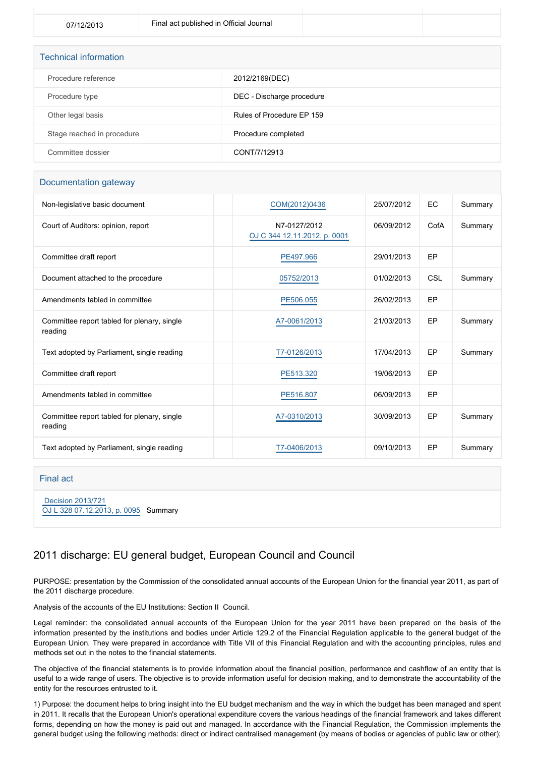| 07/12/2013 | Final act published in Official Journal | | |
|---|---|---|---|

## Technical information

| | |
|---|---|
| Procedure reference | 2012/2169(DEC) |
| Procedure type | DEC - Discharge procedure |
| Other legal basis | Rules of Procedure EP 159 |
| Stage reached in procedure | Procedure completed |
| Committee dossier | CONT/7/12913 |

## Documentation gateway

| | | | | | |
|---|---|---|---|---|---|
| Non-legislative basic document | | COM(2012)0436 | 25/07/2012 | EC | Summary |
| Court of Auditors: opinion, report | | N7-0127/2012 OJ C 344 12.11.2012, p. 0001 | 06/09/2012 | CofA | Summary |
| Committee draft report | | PE497.966 | 29/01/2013 | EP | |
| Document attached to the procedure | | 05752/2013 | 01/02/2013 | CSL | Summary |
| Amendments tabled in committee | | PE506.055 | 26/02/2013 | EP | |
| Committee report tabled for plenary, single reading | | A7-0061/2013 | 21/03/2013 | EP | Summary |
| Text adopted by Parliament, single reading | | T7-0126/2013 | 17/04/2013 | EP | Summary |
| Committee draft report | | PE513.320 | 19/06/2013 | EP | |
| Amendments tabled in committee | | PE516.807 | 06/09/2013 | EP | |
| Committee report tabled for plenary, single reading | | A7-0310/2013 | 30/09/2013 | EP | Summary |
| Text adopted by Parliament, single reading | | T7-0406/2013 | 09/10/2013 | EP | Summary |

## Final act

Decision 2013/721
OJ L 328 07.12.2013, p. 0095 Summary

## 2011 discharge: EU general budget, European Council and Council

PURPOSE: presentation by the Commission of the consolidated annual accounts of the European Union for the financial year 2011, as part of the 2011 discharge procedure.

Analysis of the accounts of the EU Institutions: Section II Council.

Legal reminder: the consolidated annual accounts of the European Union for the year 2011 have been prepared on the basis of the information presented by the institutions and bodies under Article 129.2 of the Financial Regulation applicable to the general budget of the European Union. They were prepared in accordance with Title VII of this Financial Regulation and with the accounting principles, rules and methods set out in the notes to the financial statements.

The objective of the financial statements is to provide information about the financial position, performance and cashflow of an entity that is useful to a wide range of users. The objective is to provide information useful for decision making, and to demonstrate the accountability of the entity for the resources entrusted to it.

1) Purpose: the document helps to bring insight into the EU budget mechanism and the way in which the budget has been managed and spent in 2011. It recalls that the European Union's operational expenditure covers the various headings of the financial framework and takes different forms, depending on how the money is paid out and managed. In accordance with the Financial Regulation, the Commission implements the general budget using the following methods: direct or indirect centralised management (by means of bodies or agencies of public law or other);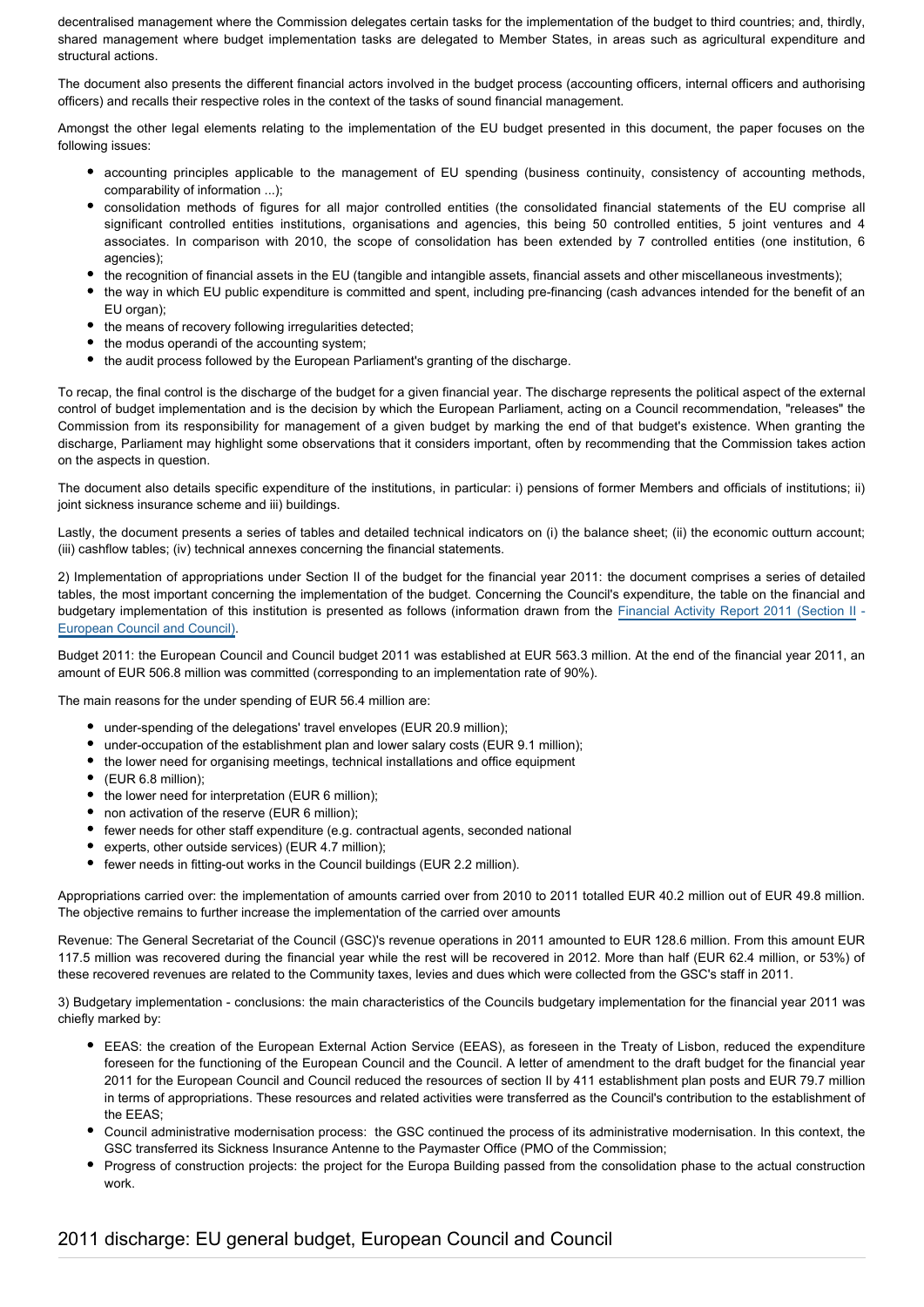decentralised management where the Commission delegates certain tasks for the implementation of the budget to third countries; and, thirdly, shared management where budget implementation tasks are delegated to Member States, in areas such as agricultural expenditure and structural actions.

The document also presents the different financial actors involved in the budget process (accounting officers, internal officers and authorising officers) and recalls their respective roles in the context of the tasks of sound financial management.

Amongst the other legal elements relating to the implementation of the EU budget presented in this document, the paper focuses on the following issues:

- accounting principles applicable to the management of EU spending (business continuity, consistency of accounting methods, comparability of information ...);
- consolidation methods of figures for all major controlled entities (the consolidated financial statements of the EU comprise all significant controlled entities institutions, organisations and agencies, this being 50 controlled entities, 5 joint ventures and 4 associates. In comparison with 2010, the scope of consolidation has been extended by 7 controlled entities (one institution, 6 agencies);
- the recognition of financial assets in the EU (tangible and intangible assets, financial assets and other miscellaneous investments);
- the way in which EU public expenditure is committed and spent, including pre-financing (cash advances intended for the benefit of an EU organ);
- the means of recovery following irregularities detected;
- the modus operandi of the accounting system;
- the audit process followed by the European Parliament's granting of the discharge.

To recap, the final control is the discharge of the budget for a given financial year. The discharge represents the political aspect of the external control of budget implementation and is the decision by which the European Parliament, acting on a Council recommendation, "releases" the Commission from its responsibility for management of a given budget by marking the end of that budget's existence. When granting the discharge, Parliament may highlight some observations that it considers important, often by recommending that the Commission takes action on the aspects in question.

The document also details specific expenditure of the institutions, in particular: i) pensions of former Members and officials of institutions; ii) joint sickness insurance scheme and iii) buildings.

Lastly, the document presents a series of tables and detailed technical indicators on (i) the balance sheet; (ii) the economic outturn account; (iii) cashflow tables; (iv) technical annexes concerning the financial statements.

2) Implementation of appropriations under Section II of the budget for the financial year 2011: the document comprises a series of detailed tables, the most important concerning the implementation of the budget. Concerning the Council's expenditure, the table on the financial and budgetary implementation of this institution is presented as follows (information drawn from the Financial Activity Report 2011 (Section II - European Council and Council).

Budget 2011: the European Council and Council budget 2011 was established at EUR 563.3 million. At the end of the financial year 2011, an amount of EUR 506.8 million was committed (corresponding to an implementation rate of 90%).

The main reasons for the under spending of EUR 56.4 million are:

- under-spending of the delegations' travel envelopes (EUR 20.9 million);
- under-occupation of the establishment plan and lower salary costs (EUR 9.1 million);
- the lower need for organising meetings, technical installations and office equipment
- (EUR 6.8 million);
- the lower need for interpretation (EUR 6 million);
- non activation of the reserve (EUR 6 million);
- fewer needs for other staff expenditure (e.g. contractual agents, seconded national
- experts, other outside services) (EUR 4.7 million);
- fewer needs in fitting-out works in the Council buildings (EUR 2.2 million).

Appropriations carried over: the implementation of amounts carried over from 2010 to 2011 totalled EUR 40.2 million out of EUR 49.8 million. The objective remains to further increase the implementation of the carried over amounts

Revenue: The General Secretariat of the Council (GSC)'s revenue operations in 2011 amounted to EUR 128.6 million. From this amount EUR 117.5 million was recovered during the financial year while the rest will be recovered in 2012. More than half (EUR 62.4 million, or 53%) of these recovered revenues are related to the Community taxes, levies and dues which were collected from the GSC's staff in 2011.

3) Budgetary implementation - conclusions: the main characteristics of the Councils budgetary implementation for the financial year 2011 was chiefly marked by:

- EEAS: the creation of the European External Action Service (EEAS), as foreseen in the Treaty of Lisbon, reduced the expenditure foreseen for the functioning of the European Council and the Council. A letter of amendment to the draft budget for the financial year 2011 for the European Council and Council reduced the resources of section II by 411 establishment plan posts and EUR 79.7 million in terms of appropriations. These resources and related activities were transferred as the Council's contribution to the establishment of the EEAS;
- Council administrative modernisation process: the GSC continued the process of its administrative modernisation. In this context, the GSC transferred its Sickness Insurance Antenne to the Paymaster Office (PMO of the Commission;
- Progress of construction projects: the project for the Europa Building passed from the consolidation phase to the actual construction work.

## 2011 discharge: EU general budget, European Council and Council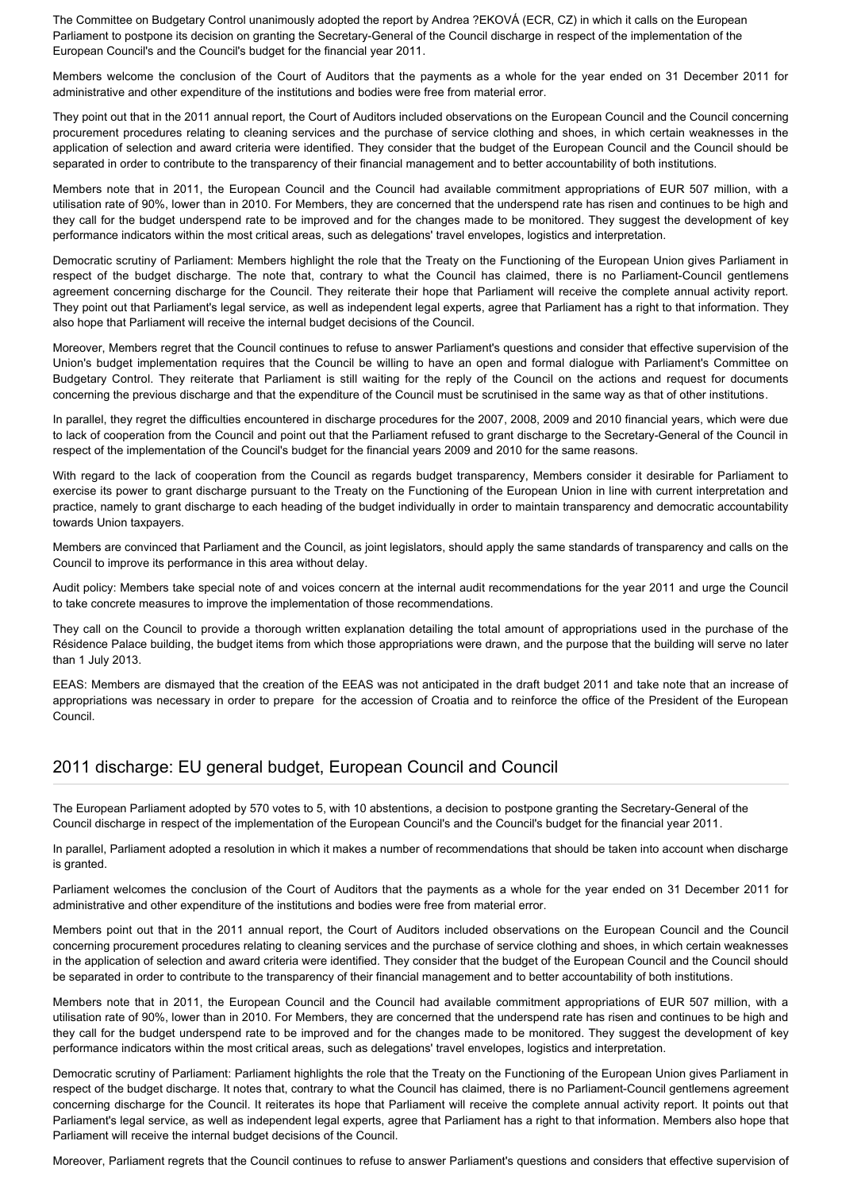The Committee on Budgetary Control unanimously adopted the report by Andrea ?EKOVÁ (ECR, CZ) in which it calls on the European Parliament to postpone its decision on granting the Secretary-General of the Council discharge in respect of the implementation of the European Council's and the Council's budget for the financial year 2011.

Members welcome the conclusion of the Court of Auditors that the payments as a whole for the year ended on 31 December 2011 for administrative and other expenditure of the institutions and bodies were free from material error.

They point out that in the 2011 annual report, the Court of Auditors included observations on the European Council and the Council concerning procurement procedures relating to cleaning services and the purchase of service clothing and shoes, in which certain weaknesses in the application of selection and award criteria were identified. They consider that the budget of the European Council and the Council should be separated in order to contribute to the transparency of their financial management and to better accountability of both institutions.

Members note that in 2011, the European Council and the Council had available commitment appropriations of EUR 507 million, with a utilisation rate of 90%, lower than in 2010. For Members, they are concerned that the underspend rate has risen and continues to be high and they call for the budget underspend rate to be improved and for the changes made to be monitored. They suggest the development of key performance indicators within the most critical areas, such as delegations' travel envelopes, logistics and interpretation.

Democratic scrutiny of Parliament: Members highlight the role that the Treaty on the Functioning of the European Union gives Parliament in respect of the budget discharge. The note that, contrary to what the Council has claimed, there is no Parliament-Council gentlemens agreement concerning discharge for the Council. They reiterate their hope that Parliament will receive the complete annual activity report. They point out that Parliament's legal service, as well as independent legal experts, agree that Parliament has a right to that information. They also hope that Parliament will receive the internal budget decisions of the Council.

Moreover, Members regret that the Council continues to refuse to answer Parliament's questions and consider that effective supervision of the Union's budget implementation requires that the Council be willing to have an open and formal dialogue with Parliament's Committee on Budgetary Control. They reiterate that Parliament is still waiting for the reply of the Council on the actions and request for documents concerning the previous discharge and that the expenditure of the Council must be scrutinised in the same way as that of other institutions.

In parallel, they regret the difficulties encountered in discharge procedures for the 2007, 2008, 2009 and 2010 financial years, which were due to lack of cooperation from the Council and point out that the Parliament refused to grant discharge to the Secretary-General of the Council in respect of the implementation of the Council's budget for the financial years 2009 and 2010 for the same reasons.

With regard to the lack of cooperation from the Council as regards budget transparency, Members consider it desirable for Parliament to exercise its power to grant discharge pursuant to the Treaty on the Functioning of the European Union in line with current interpretation and practice, namely to grant discharge to each heading of the budget individually in order to maintain transparency and democratic accountability towards Union taxpayers.

Members are convinced that Parliament and the Council, as joint legislators, should apply the same standards of transparency and calls on the Council to improve its performance in this area without delay.

Audit policy: Members take special note of and voices concern at the internal audit recommendations for the year 2011 and urge the Council to take concrete measures to improve the implementation of those recommendations.

They call on the Council to provide a thorough written explanation detailing the total amount of appropriations used in the purchase of the Résidence Palace building, the budget items from which those appropriations were drawn, and the purpose that the building will serve no later than 1 July 2013.

EEAS: Members are dismayed that the creation of the EEAS was not anticipated in the draft budget 2011 and take note that an increase of appropriations was necessary in order to prepare for the accession of Croatia and to reinforce the office of the President of the European Council.

## 2011 discharge: EU general budget, European Council and Council

The European Parliament adopted by 570 votes to 5, with 10 abstentions, a decision to postpone granting the Secretary-General of the Council discharge in respect of the implementation of the European Council's and the Council's budget for the financial year 2011.

In parallel, Parliament adopted a resolution in which it makes a number of recommendations that should be taken into account when discharge is granted.

Parliament welcomes the conclusion of the Court of Auditors that the payments as a whole for the year ended on 31 December 2011 for administrative and other expenditure of the institutions and bodies were free from material error.

Members point out that in the 2011 annual report, the Court of Auditors included observations on the European Council and the Council concerning procurement procedures relating to cleaning services and the purchase of service clothing and shoes, in which certain weaknesses in the application of selection and award criteria were identified. They consider that the budget of the European Council and the Council should be separated in order to contribute to the transparency of their financial management and to better accountability of both institutions.

Members note that in 2011, the European Council and the Council had available commitment appropriations of EUR 507 million, with a utilisation rate of 90%, lower than in 2010. For Members, they are concerned that the underspend rate has risen and continues to be high and they call for the budget underspend rate to be improved and for the changes made to be monitored. They suggest the development of key performance indicators within the most critical areas, such as delegations' travel envelopes, logistics and interpretation.

Democratic scrutiny of Parliament: Parliament highlights the role that the Treaty on the Functioning of the European Union gives Parliament in respect of the budget discharge. It notes that, contrary to what the Council has claimed, there is no Parliament-Council gentlemens agreement concerning discharge for the Council. It reiterates its hope that Parliament will receive the complete annual activity report. It points out that Parliament's legal service, as well as independent legal experts, agree that Parliament has a right to that information. Members also hope that Parliament will receive the internal budget decisions of the Council.

Moreover, Parliament regrets that the Council continues to refuse to answer Parliament's questions and considers that effective supervision of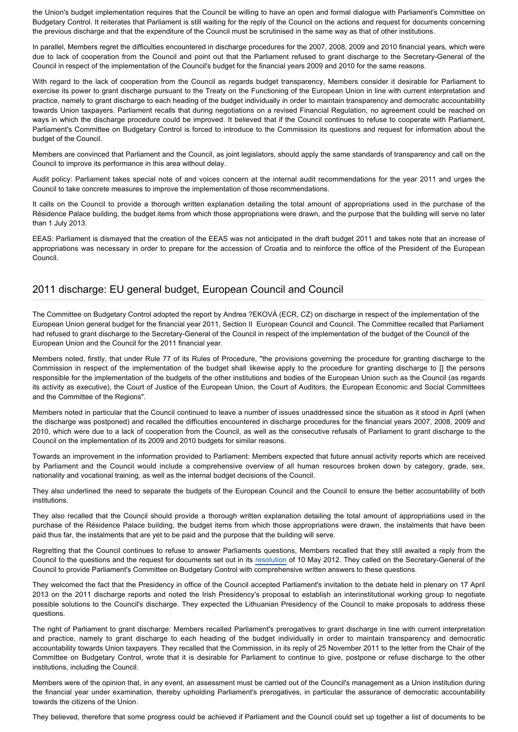the Union's budget implementation requires that the Council be willing to have an open and formal dialogue with Parliament's Committee on Budgetary Control. It reiterates that Parliament is still waiting for the reply of the Council on the actions and request for documents concerning the previous discharge and that the expenditure of the Council must be scrutinised in the same way as that of other institutions.

In parallel, Members regret the difficulties encountered in discharge procedures for the 2007, 2008, 2009 and 2010 financial years, which were due to lack of cooperation from the Council and point out that the Parliament refused to grant discharge to the Secretary-General of the Council in respect of the implementation of the Council's budget for the financial years 2009 and 2010 for the same reasons.

With regard to the lack of cooperation from the Council as regards budget transparency, Members consider it desirable for Parliament to exercise its power to grant discharge pursuant to the Treaty on the Functioning of the European Union in line with current interpretation and practice, namely to grant discharge to each heading of the budget individually in order to maintain transparency and democratic accountability towards Union taxpayers. Parliament recalls that during negotiations on a revised Financial Regulation, no agreement could be reached on ways in which the discharge procedure could be improved. It believed that if the Council continues to refuse to cooperate with Parliament, Parliament's Committee on Budgetary Control is forced to introduce to the Commission its questions and request for information about the budget of the Council.

Members are convinced that Parliament and the Council, as joint legislators, should apply the same standards of transparency and call on the Council to improve its performance in this area without delay.

Audit policy: Parliament takes special note of and voices concern at the internal audit recommendations for the year 2011 and urges the Council to take concrete measures to improve the implementation of those recommendations.

It calls on the Council to provide a thorough written explanation detailing the total amount of appropriations used in the purchase of the Résidence Palace building, the budget items from which those appropriations were drawn, and the purpose that the building will serve no later than 1 July 2013.

EEAS: Parliament is dismayed that the creation of the EEAS was not anticipated in the draft budget 2011 and takes note that an increase of appropriations was necessary in order to prepare for the accession of Croatia and to reinforce the office of the President of the European Council.

## 2011 discharge: EU general budget, European Council and Council

The Committee on Budgetary Control adopted the report by Andrea ?EKOVÁ (ECR, CZ) on discharge in respect of the implementation of the European Union general budget for the financial year 2011, Section II European Council and Council. The Committee recalled that Parliament had refused to grant discharge to the Secretary-General of the Council in respect of the implementation of the budget of the Council of the European Union and the Council for the 2011 financial year.

Members noted, firstly, that under Rule 77 of its Rules of Procedure, "the provisions governing the procedure for granting discharge to the Commission in respect of the implementation of the budget shall likewise apply to the procedure for granting discharge to [] the persons responsible for the implementation of the budgets of the other institutions and bodies of the European Union such as the Council (as regards its activity as executive), the Court of Justice of the European Union, the Court of Auditors, the European Economic and Social Committees and the Committee of the Regions".

Members noted in particular that the Council continued to leave a number of issues unaddressed since the situation as it stood in April (when the discharge was postponed) and recalled the difficulties encountered in discharge procedures for the financial years 2007, 2008, 2009 and 2010, which were due to a lack of cooperation from the Council, as well as the consecutive refusals of Parliament to grant discharge to the Council on the implementation of its 2009 and 2010 budgets for similar reasons.

Towards an improvement in the information provided to Parliament: Members expected that future annual activity reports which are received by Parliament and the Council would include a comprehensive overview of all human resources broken down by category, grade, sex, nationality and vocational training, as well as the internal budget decisions of the Council.

They also underlined the need to separate the budgets of the European Council and the Council to ensure the better accountability of both institutions.

They also recalled that the Council should provide a thorough written explanation detailing the total amount of appropriations used in the purchase of the Résidence Palace building, the budget items from which those appropriations were drawn, the instalments that have been paid thus far, the instalments that are yet to be paid and the purpose that the building will serve.

Regretting that the Council continues to refuse to answer Parliaments questions, Members recalled that they still awaited a reply from the Council to the questions and the request for documents set out in its resolution of 10 May 2012. They called on the Secretary-General of the Council to provide Parliament's Committee on Budgetary Control with comprehensive written answers to these questions.

They welcomed the fact that the Presidency in office of the Council accepted Parliament's invitation to the debate held in plenary on 17 April 2013 on the 2011 discharge reports and noted the Irish Presidency's proposal to establish an interinstitutional working group to negotiate possible solutions to the Council's discharge. They expected the Lithuanian Presidency of the Council to make proposals to address these questions.

The right of Parliament to grant discharge: Members recalled Parliament's prerogatives to grant discharge in line with current interpretation and practice, namely to grant discharge to each heading of the budget individually in order to maintain transparency and democratic accountability towards Union taxpayers. They recalled that the Commission, in its reply of 25 November 2011 to the letter from the Chair of the Committee on Budgetary Control, wrote that it is desirable for Parliament to continue to give, postpone or refuse discharge to the other institutions, including the Council.

Members were of the opinion that, in any event, an assessment must be carried out of the Council's management as a Union institution during the financial year under examination, thereby upholding Parliament's prerogatives, in particular the assurance of democratic accountability towards the citizens of the Union.

They believed, therefore that some progress could be achieved if Parliament and the Council could set up together a list of documents to be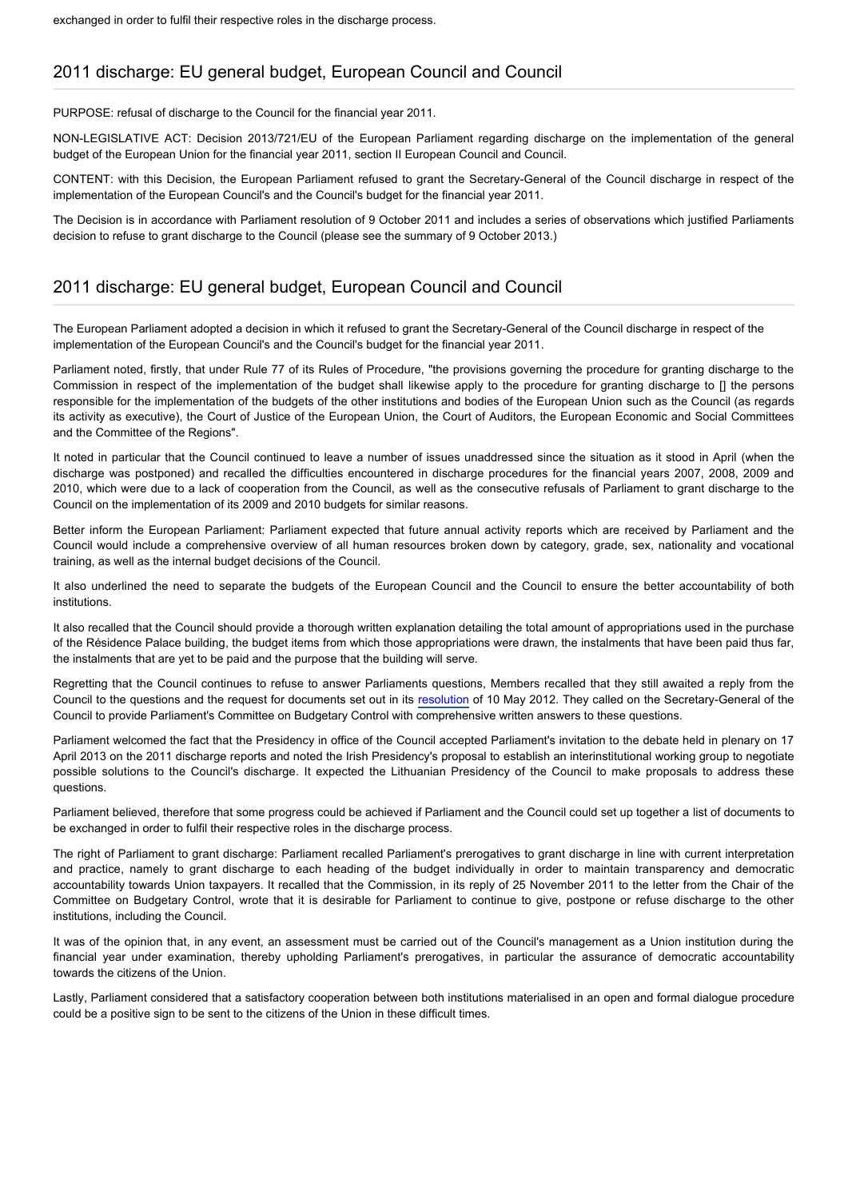exchanged in order to fulfil their respective roles in the discharge process.

## 2011 discharge: EU general budget, European Council and Council

PURPOSE: refusal of discharge to the Council for the financial year 2011.

NON-LEGISLATIVE ACT: Decision 2013/721/EU of the European Parliament regarding discharge on the implementation of the general budget of the European Union for the financial year 2011, section II European Council and Council.

CONTENT: with this Decision, the European Parliament refused to grant the Secretary-General of the Council discharge in respect of the implementation of the European Council's and the Council's budget for the financial year 2011.

The Decision is in accordance with Parliament resolution of 9 October 2011 and includes a series of observations which justified Parliaments decision to refuse to grant discharge to the Council (please see the summary of 9 October 2013.)

## 2011 discharge: EU general budget, European Council and Council

The European Parliament adopted a decision in which it refused to grant the Secretary-General of the Council discharge in respect of the implementation of the European Council's and the Council's budget for the financial year 2011.

Parliament noted, firstly, that under Rule 77 of its Rules of Procedure, "the provisions governing the procedure for granting discharge to the Commission in respect of the implementation of the budget shall likewise apply to the procedure for granting discharge to [] the persons responsible for the implementation of the budgets of the other institutions and bodies of the European Union such as the Council (as regards its activity as executive), the Court of Justice of the European Union, the Court of Auditors, the European Economic and Social Committees and the Committee of the Regions".

It noted in particular that the Council continued to leave a number of issues unaddressed since the situation as it stood in April (when the discharge was postponed) and recalled the difficulties encountered in discharge procedures for the financial years 2007, 2008, 2009 and 2010, which were due to a lack of cooperation from the Council, as well as the consecutive refusals of Parliament to grant discharge to the Council on the implementation of its 2009 and 2010 budgets for similar reasons.

Better inform the European Parliament: Parliament expected that future annual activity reports which are received by Parliament and the Council would include a comprehensive overview of all human resources broken down by category, grade, sex, nationality and vocational training, as well as the internal budget decisions of the Council.

It also underlined the need to separate the budgets of the European Council and the Council to ensure the better accountability of both institutions.

It also recalled that the Council should provide a thorough written explanation detailing the total amount of appropriations used in the purchase of the Résidence Palace building, the budget items from which those appropriations were drawn, the instalments that have been paid thus far, the instalments that are yet to be paid and the purpose that the building will serve.

Regretting that the Council continues to refuse to answer Parliaments questions, Members recalled that they still awaited a reply from the Council to the questions and the request for documents set out in its resolution of 10 May 2012. They called on the Secretary-General of the Council to provide Parliament's Committee on Budgetary Control with comprehensive written answers to these questions.

Parliament welcomed the fact that the Presidency in office of the Council accepted Parliament's invitation to the debate held in plenary on 17 April 2013 on the 2011 discharge reports and noted the Irish Presidency's proposal to establish an interinstitutional working group to negotiate possible solutions to the Council's discharge. It expected the Lithuanian Presidency of the Council to make proposals to address these questions.

Parliament believed, therefore that some progress could be achieved if Parliament and the Council could set up together a list of documents to be exchanged in order to fulfil their respective roles in the discharge process.

The right of Parliament to grant discharge: Parliament recalled Parliament's prerogatives to grant discharge in line with current interpretation and practice, namely to grant discharge to each heading of the budget individually in order to maintain transparency and democratic accountability towards Union taxpayers. It recalled that the Commission, in its reply of 25 November 2011 to the letter from the Chair of the Committee on Budgetary Control, wrote that it is desirable for Parliament to continue to give, postpone or refuse discharge to the other institutions, including the Council.

It was of the opinion that, in any event, an assessment must be carried out of the Council's management as a Union institution during the financial year under examination, thereby upholding Parliament's prerogatives, in particular the assurance of democratic accountability towards the citizens of the Union.

Lastly, Parliament considered that a satisfactory cooperation between both institutions materialised in an open and formal dialogue procedure could be a positive sign to be sent to the citizens of the Union in these difficult times.